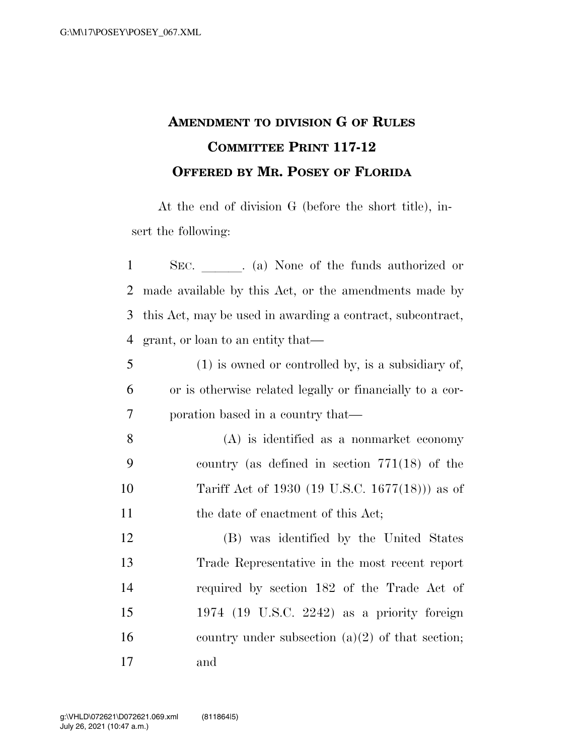# AMENDMENT TO DIVISION G OF RULES COMMITTEE PRINT 117-12

# OFFERED BY MR. POSEY OF FLORIDA

At the end of division G (before the short title), insert the following:

SEC. ______. (a) None of the funds authorized or made available by this Act, or the amendments made by this Act, may be used in awarding a contract, subcontract, grant, or loan to an entity that—

(1) is owned or controlled by, is a subsidiary of, or is otherwise related legally or financially to a corporation based in a country that—

(A) is identified as a nonmarket economy country (as defined in section 771(18) of the Tariff Act of 1930 (19 U.S.C. 1677(18))) as of the date of enactment of this Act;

(B) was identified by the United States Trade Representative in the most recent report required by section 182 of the Trade Act of 1974 (19 U.S.C. 2242) as a priority foreign country under subsection (a)(2) of that section; and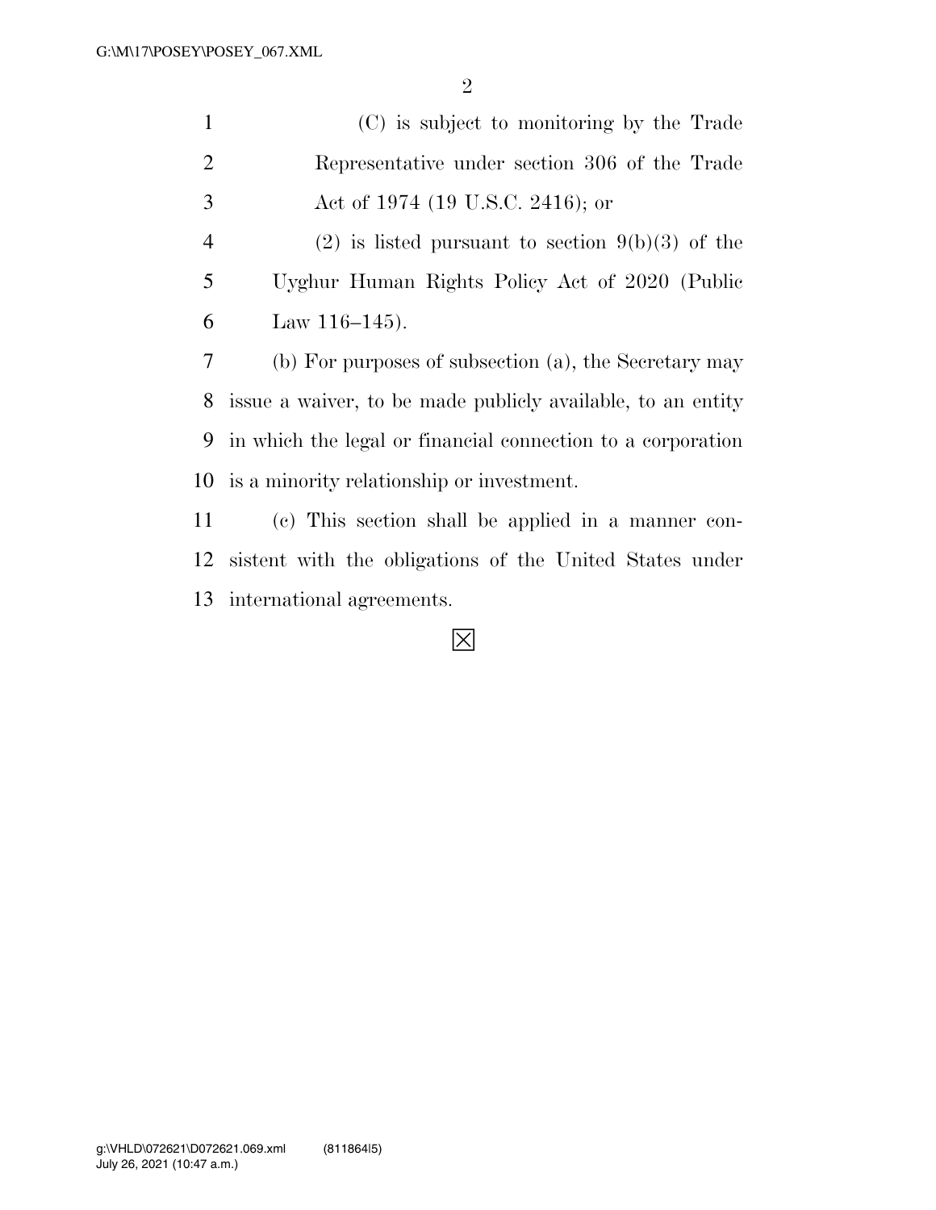(C) is subject to monitoring by the Trade Representative under section 306 of the Trade Act of 1974 (19 U.S.C. 2416); or

(2) is listed pursuant to section 9(b)(3) of the Uyghur Human Rights Policy Act of 2020 (Public Law 116–145).

(b) For purposes of subsection (a), the Secretary may issue a waiver, to be made publicly available, to an entity in which the legal or financial connection to a corporation is a minority relationship or investment.

(c) This section shall be applied in a manner consistent with the obligations of the United States under international agreements.